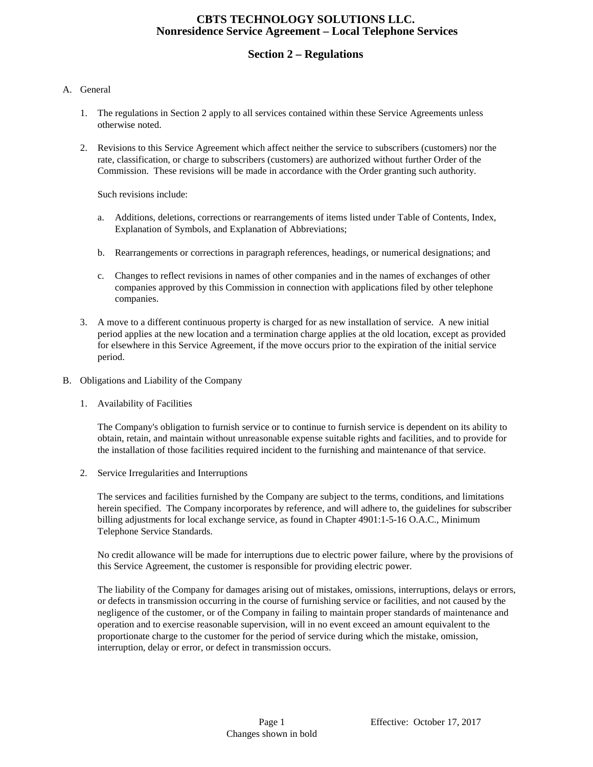# CBTS TECHNOLOGY SOLUTIONS LLC.
# Nonresidence Service Agreement – Local Telephone Services

## Section 2 – Regulations

A. General

1. The regulations in Section 2 apply to all services contained within these Service Agreements unless otherwise noted.

2. Revisions to this Service Agreement which affect neither the service to subscribers (customers) nor the rate, classification, or charge to subscribers (customers) are authorized without further Order of the Commission. These revisions will be made in accordance with the Order granting such authority.

   Such revisions include:

   a. Additions, deletions, corrections or rearrangements of items listed under Table of Contents, Index, Explanation of Symbols, and Explanation of Abbreviations;

   b. Rearrangements or corrections in paragraph references, headings, or numerical designations; and

   c. Changes to reflect revisions in names of other companies and in the names of exchanges of other companies approved by this Commission in connection with applications filed by other telephone companies.

3. A move to a different continuous property is charged for as new installation of service. A new initial period applies at the new location and a termination charge applies at the old location, except as provided for elsewhere in this Service Agreement, if the move occurs prior to the expiration of the initial service period.

B. Obligations and Liability of the Company

1. Availability of Facilities

   The Company's obligation to furnish service or to continue to furnish service is dependent on its ability to obtain, retain, and maintain without unreasonable expense suitable rights and facilities, and to provide for the installation of those facilities required incident to the furnishing and maintenance of that service.

2. Service Irregularities and Interruptions

   The services and facilities furnished by the Company are subject to the terms, conditions, and limitations herein specified. The Company incorporates by reference, and will adhere to, the guidelines for subscriber billing adjustments for local exchange service, as found in Chapter 4901:1-5-16 O.A.C., Minimum Telephone Service Standards.

   No credit allowance will be made for interruptions due to electric power failure, where by the provisions of this Service Agreement, the customer is responsible for providing electric power.

   The liability of the Company for damages arising out of mistakes, omissions, interruptions, delays or errors, or defects in transmission occurring in the course of furnishing service or facilities, and not caused by the negligence of the customer, or of the Company in failing to maintain proper standards of maintenance and operation and to exercise reasonable supervision, will in no event exceed an amount equivalent to the proportionate charge to the customer for the period of service during which the mistake, omission, interruption, delay or error, or defect in transmission occurs.

Effective: October 17, 2017

Changes shown in bold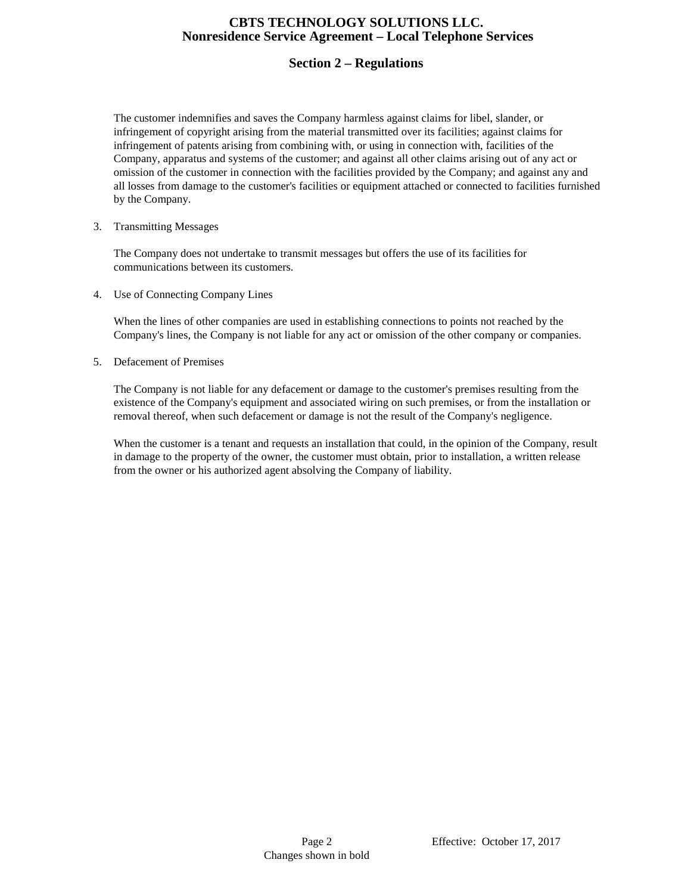The customer indemnifies and saves the Company harmless against claims for libel, slander, or infringement of copyright arising from the material transmitted over its facilities; against claims for infringement of patents arising from combining with, or using in connection with, facilities of the Company, apparatus and systems of the customer; and against all other claims arising out of any act or omission of the customer in connection with the facilities provided by the Company; and against any and all losses from damage to the customer's facilities or equipment attached or connected to facilities furnished by the Company.

3. Transmitting Messages

   The Company does not undertake to transmit messages but offers the use of its facilities for communications between its customers.

4. Use of Connecting Company Lines

   When the lines of other companies are used in establishing connections to points not reached by the Company's lines, the Company is not liable for any act or omission of the other company or companies.

5. Defacement of Premises

   The Company is not liable for any defacement or damage to the customer's premises resulting from the existence of the Company's equipment and associated wiring on such premises, or from the installation or removal thereof, when such defacement or damage is not the result of the Company's negligence.

   When the customer is a tenant and requests an installation that could, in the opinion of the Company, result in damage to the property of the owner, the customer must obtain, prior to installation, a written release from the owner or his authorized agent absolving the Company of liability.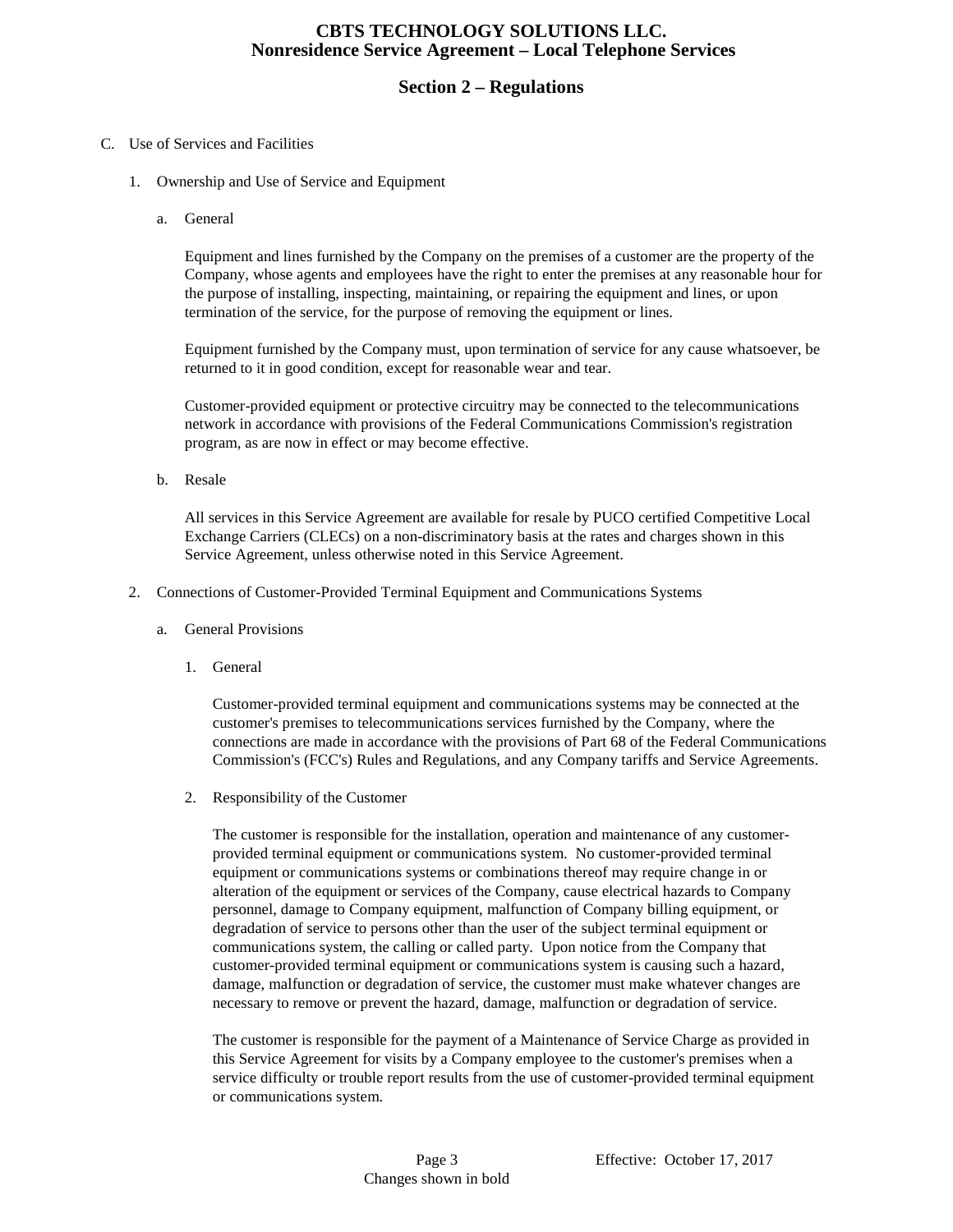C. Use of Services and Facilities

1. Ownership and Use of Service and Equipment

a. General

Equipment and lines furnished by the Company on the premises of a customer are the property of the Company, whose agents and employees have the right to enter the premises at any reasonable hour for the purpose of installing, inspecting, maintaining, or repairing the equipment and lines, or upon termination of the service, for the purpose of removing the equipment or lines.

Equipment furnished by the Company must, upon termination of service for any cause whatsoever, be returned to it in good condition, except for reasonable wear and tear.

Customer-provided equipment or protective circuitry may be connected to the telecommunications network in accordance with provisions of the Federal Communications Commission's registration program, as are now in effect or may become effective.

b. Resale

All services in this Service Agreement are available for resale by PUCO certified Competitive Local Exchange Carriers (CLECs) on a non-discriminatory basis at the rates and charges shown in this Service Agreement, unless otherwise noted in this Service Agreement.

2. Connections of Customer-Provided Terminal Equipment and Communications Systems

a. General Provisions

1. General

Customer-provided terminal equipment and communications systems may be connected at the customer's premises to telecommunications services furnished by the Company, where the connections are made in accordance with the provisions of Part 68 of the Federal Communications Commission's (FCC's) Rules and Regulations, and any Company tariffs and Service Agreements.

2. Responsibility of the Customer

The customer is responsible for the installation, operation and maintenance of any customer-provided terminal equipment or communications system. No customer-provided terminal equipment or communications systems or combinations thereof may require change in or alteration of the equipment or services of the Company, cause electrical hazards to Company personnel, damage to Company equipment, malfunction of Company billing equipment, or degradation of service to persons other than the user of the subject terminal equipment or communications system, the calling or called party. Upon notice from the Company that customer-provided terminal equipment or communications system is causing such a hazard, damage, malfunction or degradation of service, the customer must make whatever changes are necessary to remove or prevent the hazard, damage, malfunction or degradation of service.

The customer is responsible for the payment of a Maintenance of Service Charge as provided in this Service Agreement for visits by a Company employee to the customer's premises when a service difficulty or trouble report results from the use of customer-provided terminal equipment or communications system.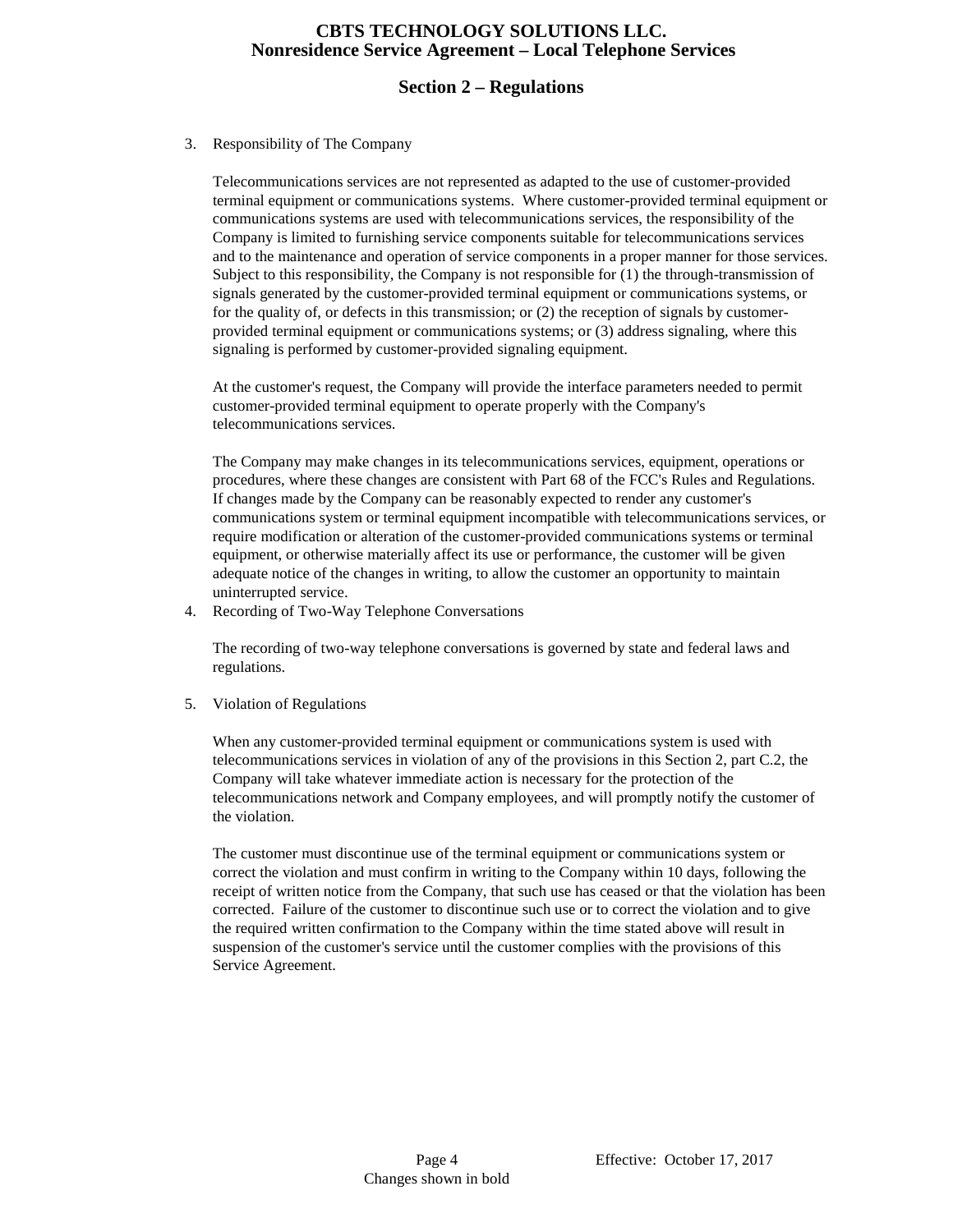3. Responsibility of The Company

   Telecommunications services are not represented as adapted to the use of customer-provided terminal equipment or communications systems. Where customer-provided terminal equipment or communications systems are used with telecommunications services, the responsibility of the Company is limited to furnishing service components suitable for telecommunications services and to the maintenance and operation of service components in a proper manner for those services. Subject to this responsibility, the Company is not responsible for (1) the through-transmission of signals generated by the customer-provided terminal equipment or communications systems, or for the quality of, or defects in this transmission; or (2) the reception of signals by customer-provided terminal equipment or communications systems; or (3) address signaling, where this signaling is performed by customer-provided signaling equipment.

   At the customer's request, the Company will provide the interface parameters needed to permit customer-provided terminal equipment to operate properly with the Company's telecommunications services.

   The Company may make changes in its telecommunications services, equipment, operations or procedures, where these changes are consistent with Part 68 of the FCC's Rules and Regulations. If changes made by the Company can be reasonably expected to render any customer's communications system or terminal equipment incompatible with telecommunications services, or require modification or alteration of the customer-provided communications systems or terminal equipment, or otherwise materially affect its use or performance, the customer will be given adequate notice of the changes in writing, to allow the customer an opportunity to maintain uninterrupted service.

4. Recording of Two-Way Telephone Conversations

   The recording of two-way telephone conversations is governed by state and federal laws and regulations.

5. Violation of Regulations

   When any customer-provided terminal equipment or communications system is used with telecommunications services in violation of any of the provisions in this Section 2, part C.2, the Company will take whatever immediate action is necessary for the protection of the telecommunications network and Company employees, and will promptly notify the customer of the violation.

   The customer must discontinue use of the terminal equipment or communications system or correct the violation and must confirm in writing to the Company within 10 days, following the receipt of written notice from the Company, that such use has ceased or that the violation has been corrected. Failure of the customer to discontinue such use or to correct the violation and to give the required written confirmation to the Company within the time stated above will result in suspension of the customer's service until the customer complies with the provisions of this Service Agreement.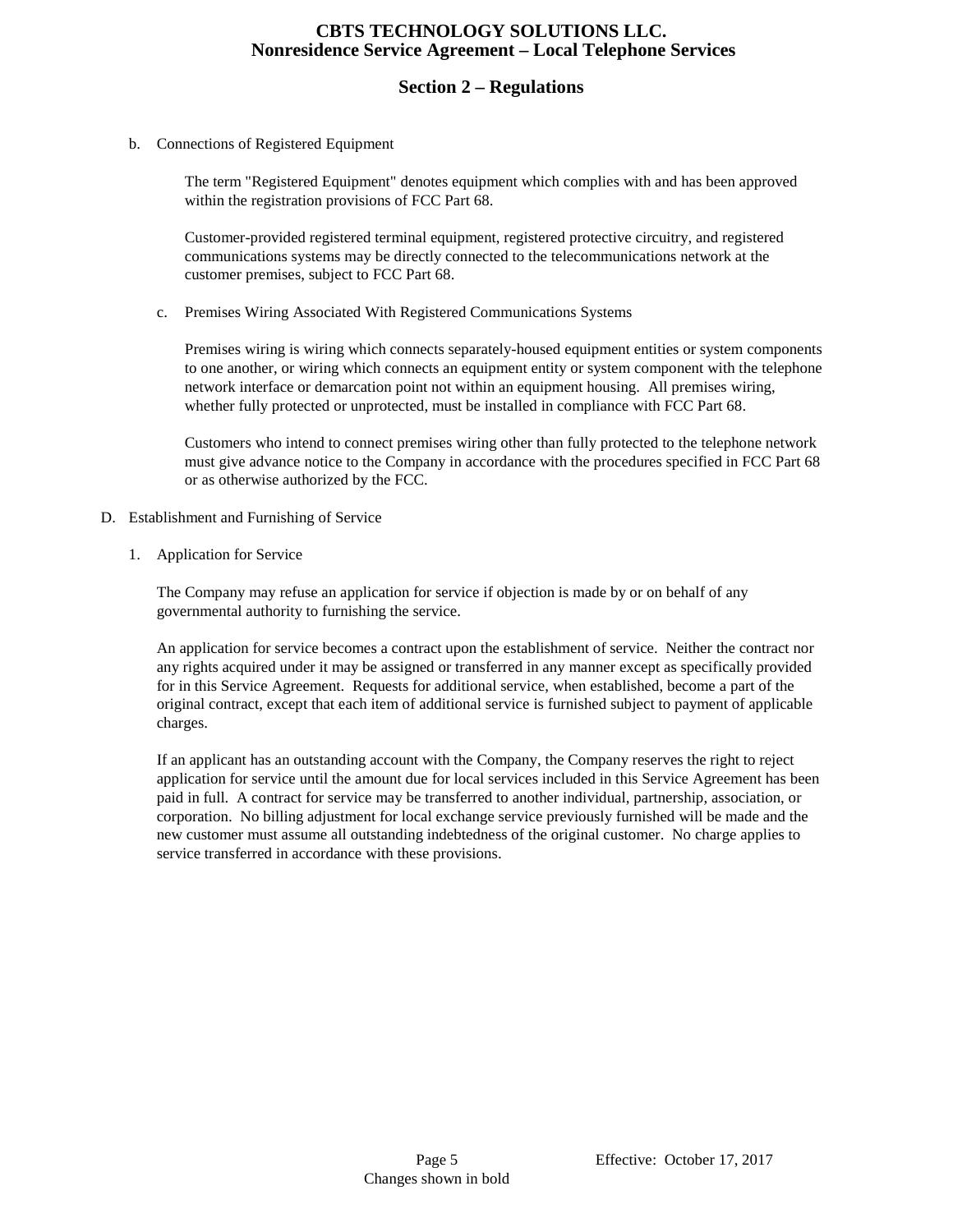b. Connections of Registered Equipment

The term "Registered Equipment" denotes equipment which complies with and has been approved within the registration provisions of FCC Part 68.

Customer-provided registered terminal equipment, registered protective circuitry, and registered communications systems may be directly connected to the telecommunications network at the customer premises, subject to FCC Part 68.

c. Premises Wiring Associated With Registered Communications Systems

Premises wiring is wiring which connects separately-housed equipment entities or system components to one another, or wiring which connects an equipment entity or system component with the telephone network interface or demarcation point not within an equipment housing. All premises wiring, whether fully protected or unprotected, must be installed in compliance with FCC Part 68.

Customers who intend to connect premises wiring other than fully protected to the telephone network must give advance notice to the Company in accordance with the procedures specified in FCC Part 68 or as otherwise authorized by the FCC.

D. Establishment and Furnishing of Service

1. Application for Service

The Company may refuse an application for service if objection is made by or on behalf of any governmental authority to furnishing the service.

An application for service becomes a contract upon the establishment of service. Neither the contract nor any rights acquired under it may be assigned or transferred in any manner except as specifically provided for in this Service Agreement. Requests for additional service, when established, become a part of the original contract, except that each item of additional service is furnished subject to payment of applicable charges.

If an applicant has an outstanding account with the Company, the Company reserves the right to reject application for service until the amount due for local services included in this Service Agreement has been paid in full. A contract for service may be transferred to another individual, partnership, association, or corporation. No billing adjustment for local exchange service previously furnished will be made and the new customer must assume all outstanding indebtedness of the original customer. No charge applies to service transferred in accordance with these provisions.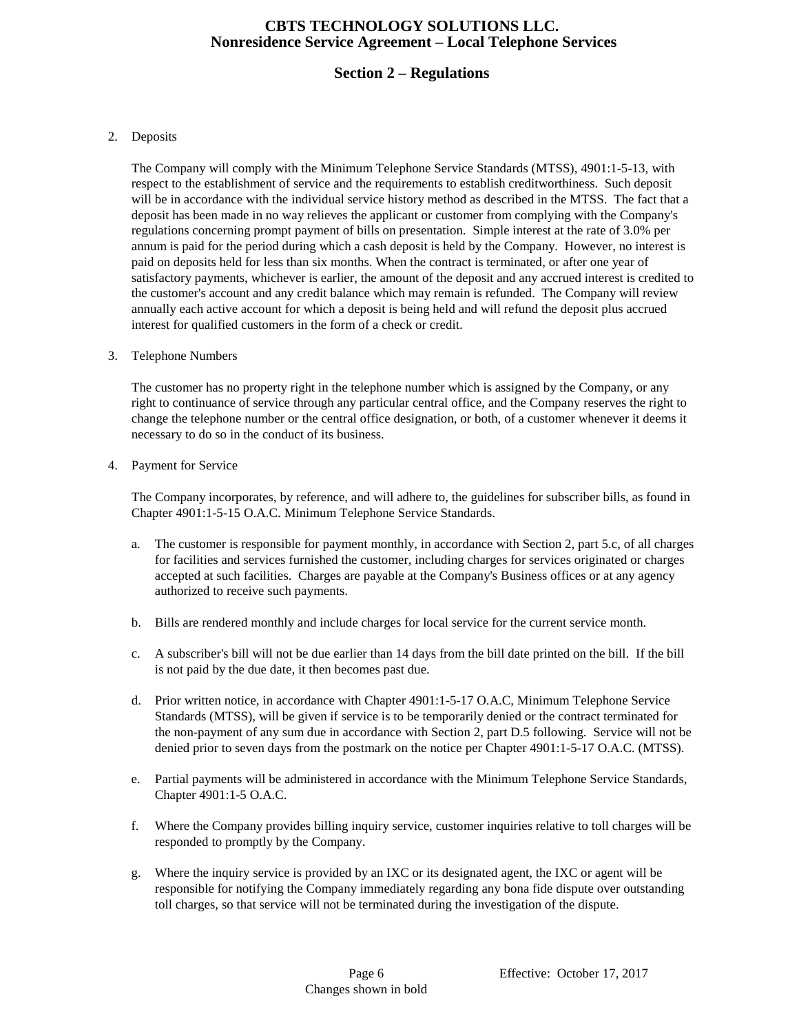2. Deposits

   The Company will comply with the Minimum Telephone Service Standards (MTSS), 4901:1-5-13, with respect to the establishment of service and the requirements to establish creditworthiness. Such deposit will be in accordance with the individual service history method as described in the MTSS. The fact that a deposit has been made in no way relieves the applicant or customer from complying with the Company's regulations concerning prompt payment of bills on presentation. Simple interest at the rate of 3.0% per annum is paid for the period during which a cash deposit is held by the Company. However, no interest is paid on deposits held for less than six months. When the contract is terminated, or after one year of satisfactory payments, whichever is earlier, the amount of the deposit and any accrued interest is credited to the customer's account and any credit balance which may remain is refunded. The Company will review annually each active account for which a deposit is being held and will refund the deposit plus accrued interest for qualified customers in the form of a check or credit.

3. Telephone Numbers

   The customer has no property right in the telephone number which is assigned by the Company, or any right to continuance of service through any particular central office, and the Company reserves the right to change the telephone number or the central office designation, or both, of a customer whenever it deems it necessary to do so in the conduct of its business.

4. Payment for Service

   The Company incorporates, by reference, and will adhere to, the guidelines for subscriber bills, as found in Chapter 4901:1-5-15 O.A.C. Minimum Telephone Service Standards.

   a. The customer is responsible for payment monthly, in accordance with Section 2, part 5.c, of all charges for facilities and services furnished the customer, including charges for services originated or charges accepted at such facilities. Charges are payable at the Company's Business offices or at any agency authorized to receive such payments.

   b. Bills are rendered monthly and include charges for local service for the current service month.

   c. A subscriber's bill will not be due earlier than 14 days from the bill date printed on the bill. If the bill is not paid by the due date, it then becomes past due.

   d. Prior written notice, in accordance with Chapter 4901:1-5-17 O.A.C, Minimum Telephone Service Standards (MTSS), will be given if service is to be temporarily denied or the contract terminated for the non-payment of any sum due in accordance with Section 2, part D.5 following. Service will not be denied prior to seven days from the postmark on the notice per Chapter 4901:1-5-17 O.A.C. (MTSS).

   e. Partial payments will be administered in accordance with the Minimum Telephone Service Standards, Chapter 4901:1-5 O.A.C.

   f. Where the Company provides billing inquiry service, customer inquiries relative to toll charges will be responded to promptly by the Company.

   g. Where the inquiry service is provided by an IXC or its designated agent, the IXC or agent will be responsible for notifying the Company immediately regarding any bona fide dispute over outstanding toll charges, so that service will not be terminated during the investigation of the dispute.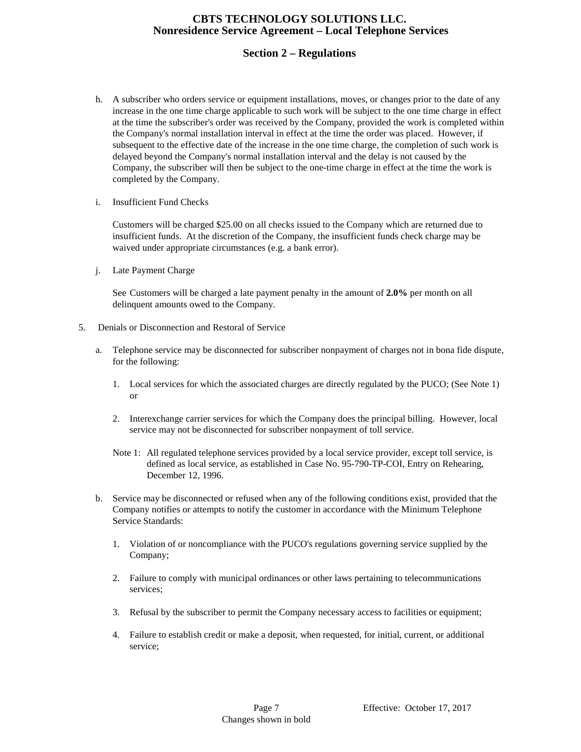# CBTS TECHNOLOGY SOLUTIONS LLC.
## Nonresidence Service Agreement – Local Telephone Services

### Section 2 – Regulations

h. A subscriber who orders service or equipment installations, moves, or changes prior to the date of any increase in the one time charge applicable to such work will be subject to the one time charge in effect at the time the subscriber's order was received by the Company, provided the work is completed within the Company's normal installation interval in effect at the time the order was placed. However, if subsequent to the effective date of the increase in the one time charge, the completion of such work is delayed beyond the Company's normal installation interval and the delay is not caused by the Company, the subscriber will then be subject to the one-time charge in effect at the time the work is completed by the Company.

i. Insufficient Fund Checks

   Customers will be charged $25.00 on all checks issued to the Company which are returned due to insufficient funds. At the discretion of the Company, the insufficient funds check charge may be waived under appropriate circumstances (e.g. a bank error).

j. Late Payment Charge

   See Customers will be charged a late payment penalty in the amount of **2.0%** per month on all delinquent amounts owed to the Company.

5. Denials or Disconnection and Restoral of Service

   a. Telephone service may be disconnected for subscriber nonpayment of charges not in bona fide dispute, for the following:

      1. Local services for which the associated charges are directly regulated by the PUCO; (See Note 1) or

      2. Interexchange carrier services for which the Company does the principal billing. However, local service may not be disconnected for subscriber nonpayment of toll service.

      Note 1: All regulated telephone services provided by a local service provider, except toll service, is defined as local service, as established in Case No. 95-790-TP-COI, Entry on Rehearing, December 12, 1996.

   b. Service may be disconnected or refused when any of the following conditions exist, provided that the Company notifies or attempts to notify the customer in accordance with the Minimum Telephone Service Standards:

      1. Violation of or noncompliance with the PUCO's regulations governing service supplied by the Company;

      2. Failure to comply with municipal ordinances or other laws pertaining to telecommunications services;

      3. Refusal by the subscriber to permit the Company necessary access to facilities or equipment;

      4. Failure to establish credit or make a deposit, when requested, for initial, current, or additional service;

Effective: October 17, 2017

Changes shown in bold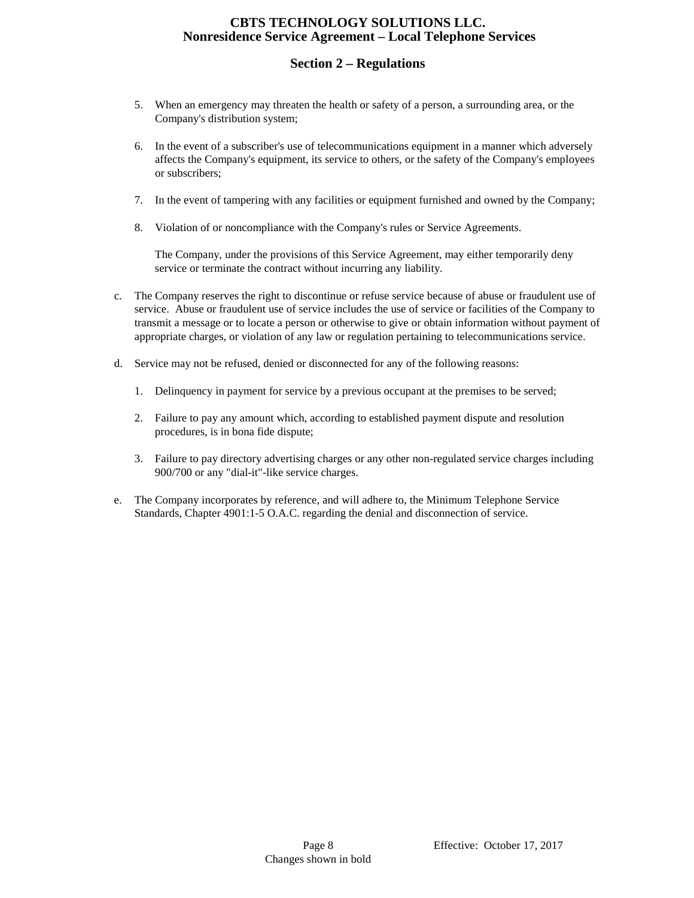5. When an emergency may threaten the health or safety of a person, a surrounding area, or the Company's distribution system;

6. In the event of a subscriber's use of telecommunications equipment in a manner which adversely affects the Company's equipment, its service to others, or the safety of the Company's employees or subscribers;

7. In the event of tampering with any facilities or equipment furnished and owned by the Company;

8. Violation of or noncompliance with the Company's rules or Service Agreements.

   The Company, under the provisions of this Service Agreement, may either temporarily deny service or terminate the contract without incurring any liability.

c. The Company reserves the right to discontinue or refuse service because of abuse or fraudulent use of service. Abuse or fraudulent use of service includes the use of service or facilities of the Company to transmit a message or to locate a person or otherwise to give or obtain information without payment of appropriate charges, or violation of any law or regulation pertaining to telecommunications service.

d. Service may not be refused, denied or disconnected for any of the following reasons:

   1. Delinquency in payment for service by a previous occupant at the premises to be served;

   2. Failure to pay any amount which, according to established payment dispute and resolution procedures, is in bona fide dispute;

   3. Failure to pay directory advertising charges or any other non-regulated service charges including 900/700 or any "dial-it"-like service charges.

e. The Company incorporates by reference, and will adhere to, the Minimum Telephone Service Standards, Chapter 4901:1-5 O.A.C. regarding the denial and disconnection of service.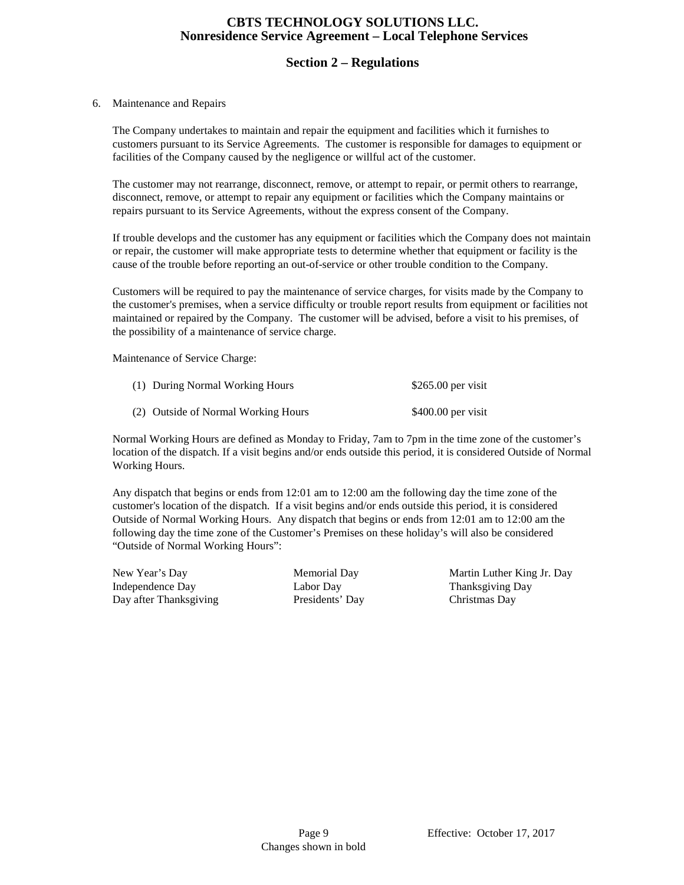# CBTS TECHNOLOGY SOLUTIONS LLC.
# Nonresidence Service Agreement – Local Telephone Services

## Section 2 – Regulations

6. Maintenance and Repairs

   The Company undertakes to maintain and repair the equipment and facilities which it furnishes to customers pursuant to its Service Agreements. The customer is responsible for damages to equipment or facilities of the Company caused by the negligence or willful act of the customer.

   The customer may not rearrange, disconnect, remove, or attempt to repair, or permit others to rearrange, disconnect, remove, or attempt to repair any equipment or facilities which the Company maintains or repairs pursuant to its Service Agreements, without the express consent of the Company.

   If trouble develops and the customer has any equipment or facilities which the Company does not maintain or repair, the customer will make appropriate tests to determine whether that equipment or facility is the cause of the trouble before reporting an out-of-service or other trouble condition to the Company.

   Customers will be required to pay the maintenance of service charges, for visits made by the Company to the customer's premises, when a service difficulty or trouble report results from equipment or facilities not maintained or repaired by the Company. The customer will be advised, before a visit to his premises, of the possibility of a maintenance of service charge.

   Maintenance of Service Charge:

   | | |
   |---|---|
   | (1) During Normal Working Hours | $265.00 per visit |
   | (2) Outside of Normal Working Hours | $400.00 per visit |

   Normal Working Hours are defined as Monday to Friday, 7am to 7pm in the time zone of the customer's location of the dispatch. If a visit begins and/or ends outside this period, it is considered Outside of Normal Working Hours.

   Any dispatch that begins or ends from 12:01 am to 12:00 am the following day the time zone of the customer's location of the dispatch. If a visit begins and/or ends outside this period, it is considered Outside of Normal Working Hours. Any dispatch that begins or ends from 12:01 am to 12:00 am the following day the time zone of the Customer's Premises on these holiday's will also be considered "Outside of Normal Working Hours":

   | | | |
   |---|---|---|
   | New Year's Day | Memorial Day | Martin Luther King Jr. Day |
   | Independence Day | Labor Day | Thanksgiving Day |
   | Day after Thanksgiving | Presidents' Day | Christmas Day |

Effective: October 17, 2017

Changes shown in bold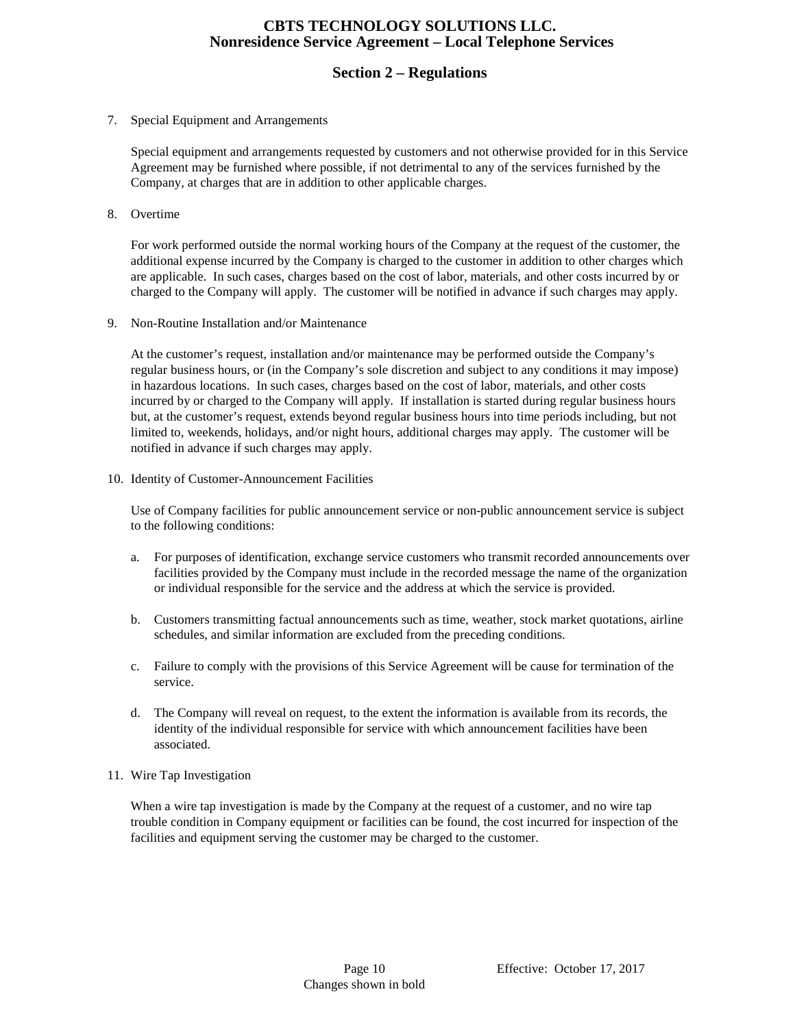7. Special Equipment and Arrangements

   Special equipment and arrangements requested by customers and not otherwise provided for in this Service Agreement may be furnished where possible, if not detrimental to any of the services furnished by the Company, at charges that are in addition to other applicable charges.

8. Overtime

   For work performed outside the normal working hours of the Company at the request of the customer, the additional expense incurred by the Company is charged to the customer in addition to other charges which are applicable. In such cases, charges based on the cost of labor, materials, and other costs incurred by or charged to the Company will apply. The customer will be notified in advance if such charges may apply.

9. Non-Routine Installation and/or Maintenance

   At the customer's request, installation and/or maintenance may be performed outside the Company's regular business hours, or (in the Company's sole discretion and subject to any conditions it may impose) in hazardous locations. In such cases, charges based on the cost of labor, materials, and other costs incurred by or charged to the Company will apply. If installation is started during regular business hours but, at the customer's request, extends beyond regular business hours into time periods including, but not limited to, weekends, holidays, and/or night hours, additional charges may apply. The customer will be notified in advance if such charges may apply.

10. Identity of Customer-Announcement Facilities

    Use of Company facilities for public announcement service or non-public announcement service is subject to the following conditions:

    a. For purposes of identification, exchange service customers who transmit recorded announcements over facilities provided by the Company must include in the recorded message the name of the organization or individual responsible for the service and the address at which the service is provided.

    b. Customers transmitting factual announcements such as time, weather, stock market quotations, airline schedules, and similar information are excluded from the preceding conditions.

    c. Failure to comply with the provisions of this Service Agreement will be cause for termination of the service.

    d. The Company will reveal on request, to the extent the information is available from its records, the identity of the individual responsible for service with which announcement facilities have been associated.

11. Wire Tap Investigation

    When a wire tap investigation is made by the Company at the request of a customer, and no wire tap trouble condition in Company equipment or facilities can be found, the cost incurred for inspection of the facilities and equipment serving the customer may be charged to the customer.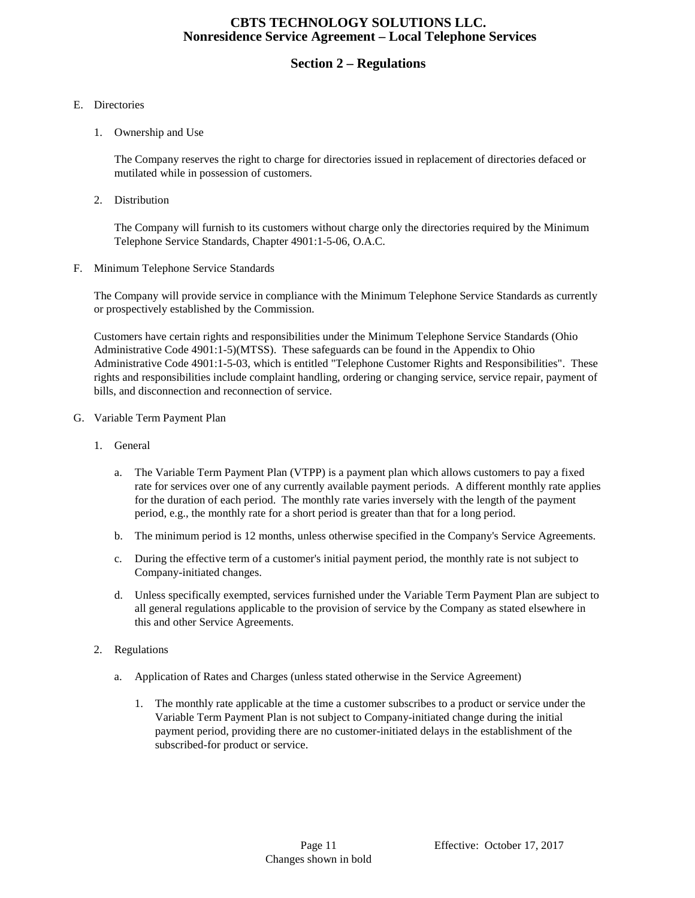E. Directories

1. Ownership and Use

   The Company reserves the right to charge for directories issued in replacement of directories defaced or mutilated while in possession of customers.

2. Distribution

   The Company will furnish to its customers without charge only the directories required by the Minimum Telephone Service Standards, Chapter 4901:1-5-06, O.A.C.

F. Minimum Telephone Service Standards

The Company will provide service in compliance with the Minimum Telephone Service Standards as currently or prospectively established by the Commission.

Customers have certain rights and responsibilities under the Minimum Telephone Service Standards (Ohio Administrative Code 4901:1-5)(MTSS). These safeguards can be found in the Appendix to Ohio Administrative Code 4901:1-5-03, which is entitled "Telephone Customer Rights and Responsibilities". These rights and responsibilities include complaint handling, ordering or changing service, service repair, payment of bills, and disconnection and reconnection of service.

G. Variable Term Payment Plan

1. General

   a. The Variable Term Payment Plan (VTPP) is a payment plan which allows customers to pay a fixed rate for services over one of any currently available payment periods. A different monthly rate applies for the duration of each period. The monthly rate varies inversely with the length of the payment period, e.g., the monthly rate for a short period is greater than that for a long period.

   b. The minimum period is 12 months, unless otherwise specified in the Company's Service Agreements.

   c. During the effective term of a customer's initial payment period, the monthly rate is not subject to Company-initiated changes.

   d. Unless specifically exempted, services furnished under the Variable Term Payment Plan are subject to all general regulations applicable to the provision of service by the Company as stated elsewhere in this and other Service Agreements.

2. Regulations

   a. Application of Rates and Charges (unless stated otherwise in the Service Agreement)

      1. The monthly rate applicable at the time a customer subscribes to a product or service under the Variable Term Payment Plan is not subject to Company-initiated change during the initial payment period, providing there are no customer-initiated delays in the establishment of the subscribed-for product or service.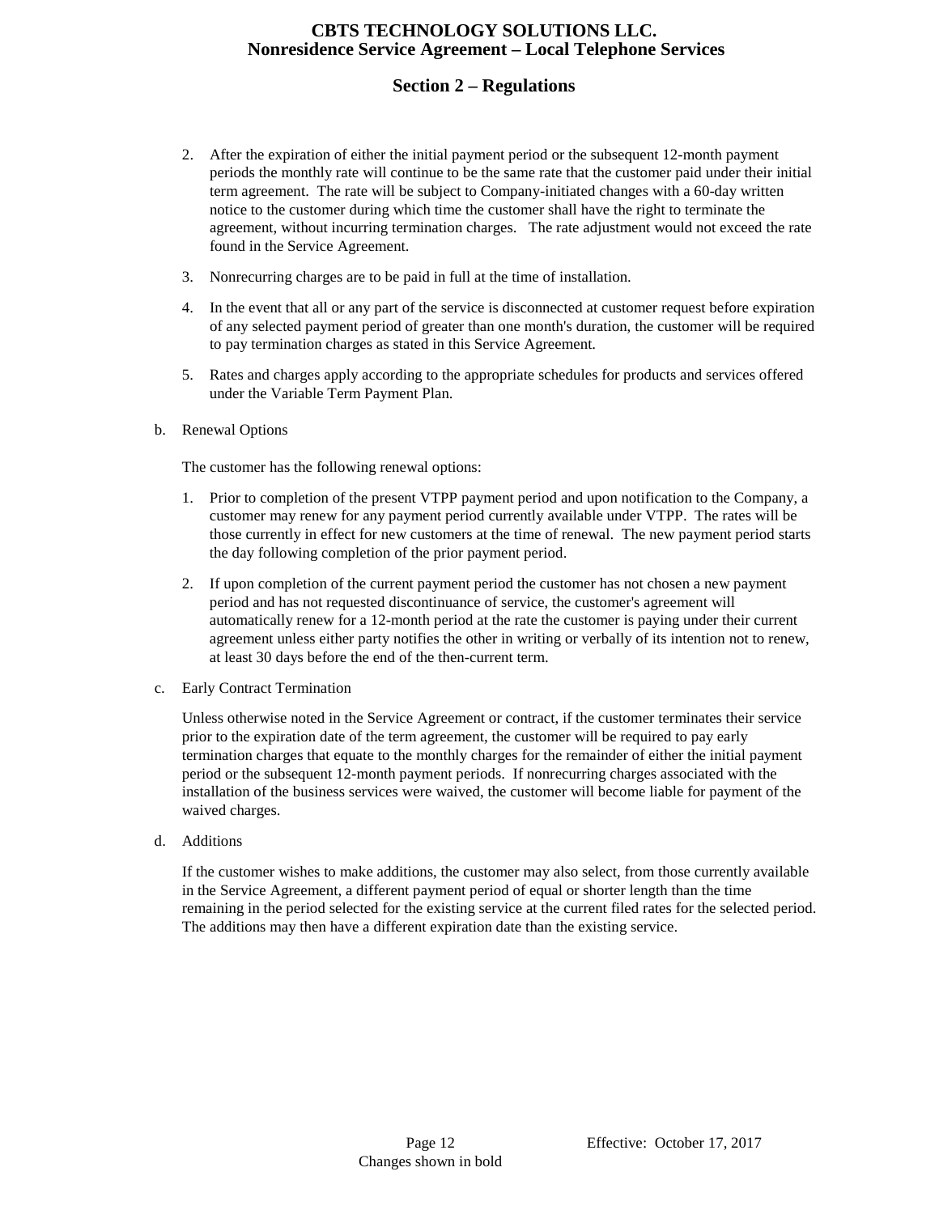2. After the expiration of either the initial payment period or the subsequent 12-month payment periods the monthly rate will continue to be the same rate that the customer paid under their initial term agreement. The rate will be subject to Company-initiated changes with a 60-day written notice to the customer during which time the customer shall have the right to terminate the agreement, without incurring termination charges. The rate adjustment would not exceed the rate found in the Service Agreement.

3. Nonrecurring charges are to be paid in full at the time of installation.

4. In the event that all or any part of the service is disconnected at customer request before expiration of any selected payment period of greater than one month's duration, the customer will be required to pay termination charges as stated in this Service Agreement.

5. Rates and charges apply according to the appropriate schedules for products and services offered under the Variable Term Payment Plan.

b. Renewal Options

The customer has the following renewal options:

1. Prior to completion of the present VTPP payment period and upon notification to the Company, a customer may renew for any payment period currently available under VTPP. The rates will be those currently in effect for new customers at the time of renewal. The new payment period starts the day following completion of the prior payment period.

2. If upon completion of the current payment period the customer has not chosen a new payment period and has not requested discontinuance of service, the customer's agreement will automatically renew for a 12-month period at the rate the customer is paying under their current agreement unless either party notifies the other in writing or verbally of its intention not to renew, at least 30 days before the end of the then-current term.

c. Early Contract Termination

Unless otherwise noted in the Service Agreement or contract, if the customer terminates their service prior to the expiration date of the term agreement, the customer will be required to pay early termination charges that equate to the monthly charges for the remainder of either the initial payment period or the subsequent 12-month payment periods. If nonrecurring charges associated with the installation of the business services were waived, the customer will become liable for payment of the waived charges.

d. Additions

If the customer wishes to make additions, the customer may also select, from those currently available in the Service Agreement, a different payment period of equal or shorter length than the time remaining in the period selected for the existing service at the current filed rates for the selected period. The additions may then have a different expiration date than the existing service.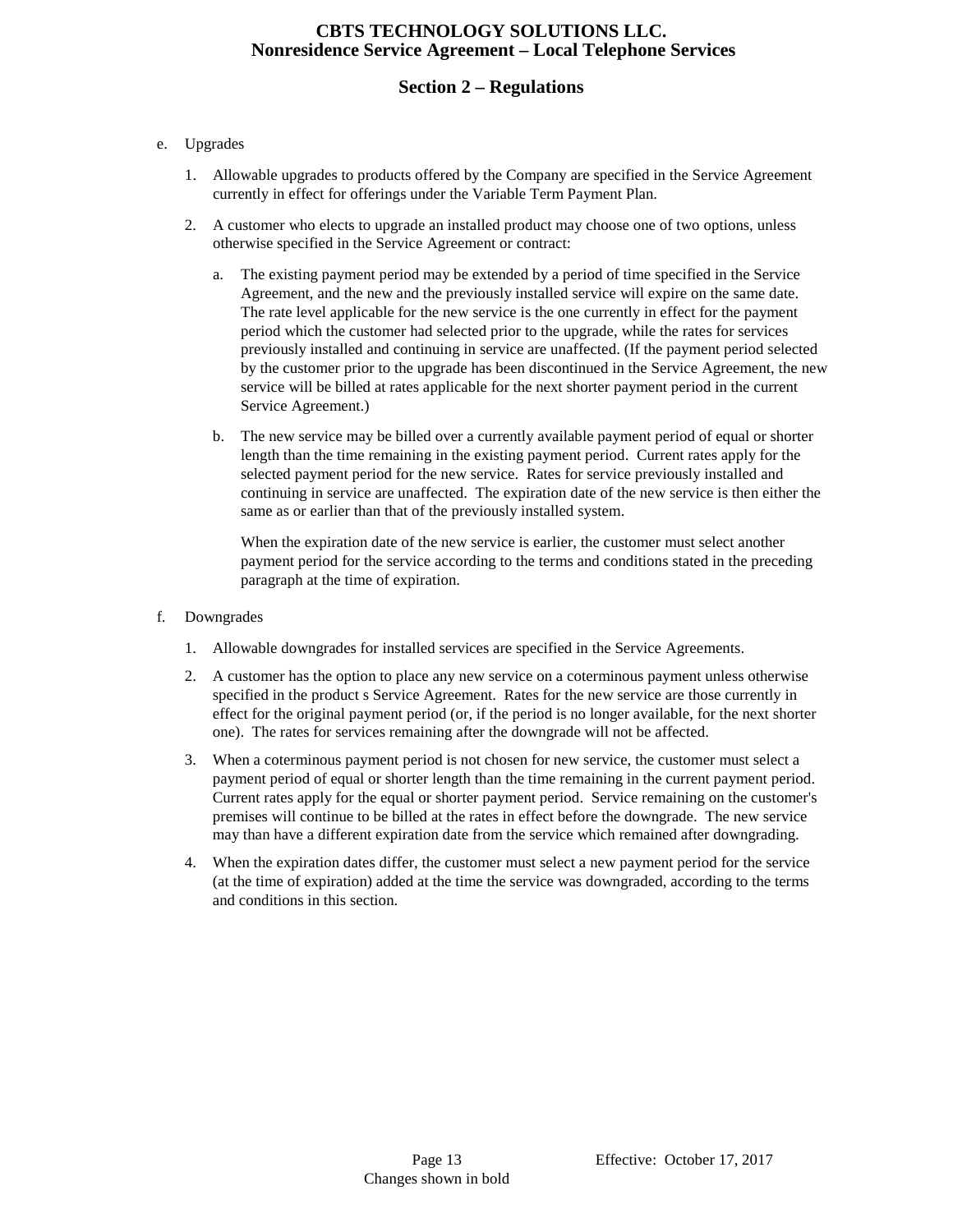e. Upgrades

   1. Allowable upgrades to products offered by the Company are specified in the Service Agreement currently in effect for offerings under the Variable Term Payment Plan.

   2. A customer who elects to upgrade an installed product may choose one of two options, unless otherwise specified in the Service Agreement or contract:

      a. The existing payment period may be extended by a period of time specified in the Service Agreement, and the new and the previously installed service will expire on the same date. The rate level applicable for the new service is the one currently in effect for the payment period which the customer had selected prior to the upgrade, while the rates for services previously installed and continuing in service are unaffected. (If the payment period selected by the customer prior to the upgrade has been discontinued in the Service Agreement, the new service will be billed at rates applicable for the next shorter payment period in the current Service Agreement.)

      b. The new service may be billed over a currently available payment period of equal or shorter length than the time remaining in the existing payment period. Current rates apply for the selected payment period for the new service. Rates for service previously installed and continuing in service are unaffected. The expiration date of the new service is then either the same as or earlier than that of the previously installed system.

         When the expiration date of the new service is earlier, the customer must select another payment period for the service according to the terms and conditions stated in the preceding paragraph at the time of expiration.

f. Downgrades

   1. Allowable downgrades for installed services are specified in the Service Agreements.

   2. A customer has the option to place any new service on a coterminous payment unless otherwise specified in the product s Service Agreement. Rates for the new service are those currently in effect for the original payment period (or, if the period is no longer available, for the next shorter one). The rates for services remaining after the downgrade will not be affected.

   3. When a coterminous payment period is not chosen for new service, the customer must select a payment period of equal or shorter length than the time remaining in the current payment period. Current rates apply for the equal or shorter payment period. Service remaining on the customer's premises will continue to be billed at the rates in effect before the downgrade. The new service may than have a different expiration date from the service which remained after downgrading.

   4. When the expiration dates differ, the customer must select a new payment period for the service (at the time of expiration) added at the time the service was downgraded, according to the terms and conditions in this section.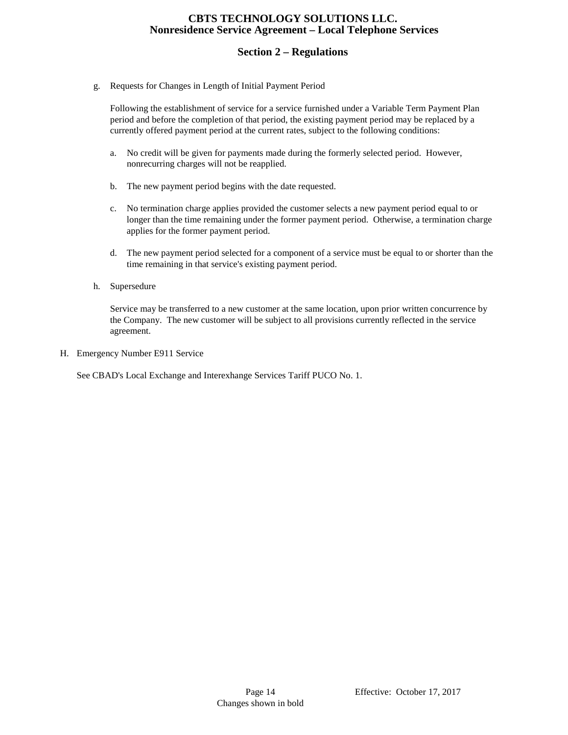g. Requests for Changes in Length of Initial Payment Period

Following the establishment of service for a service furnished under a Variable Term Payment Plan period and before the completion of that period, the existing payment period may be replaced by a currently offered payment period at the current rates, subject to the following conditions:

a. No credit will be given for payments made during the formerly selected period. However, nonrecurring charges will not be reapplied.

b. The new payment period begins with the date requested.

c. No termination charge applies provided the customer selects a new payment period equal to or longer than the time remaining under the former payment period. Otherwise, a termination charge applies for the former payment period.

d. The new payment period selected for a component of a service must be equal to or shorter than the time remaining in that service's existing payment period.

h. Supersedure

Service may be transferred to a new customer at the same location, upon prior written concurrence by the Company. The new customer will be subject to all provisions currently reflected in the service agreement.

H. Emergency Number E911 Service

See CBAD's Local Exchange and Interexhange Services Tariff PUCO No. 1.